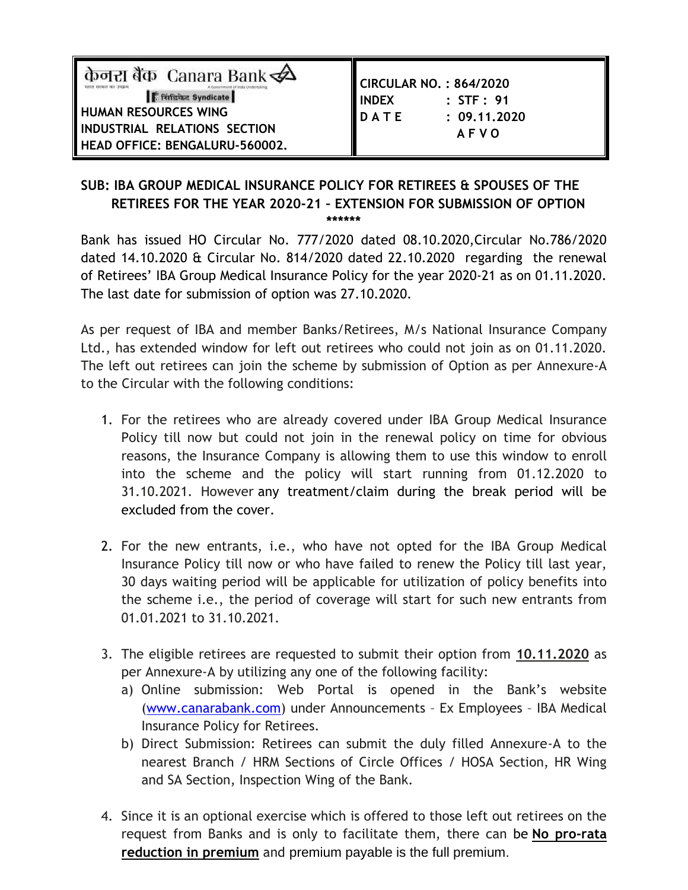| केनरा बैंक Canara Bank<br>सिंडिकेट Syndicate<br>HUMAN RESOURCES WING<br>INDUSTRIAL RELATIONS SECTION<br>HEAD OFFICE: BENGALURU-560002. | CIRCULAR NO. : 864/2020<br>INDEX : STF : 91<br>D A T E : 09.11.2020<br>A F V O |
|---|---|

**SUB: IBA GROUP MEDICAL INSURANCE POLICY FOR RETIREES & SPOUSES OF THE RETIREES FOR THE YEAR 2020-21 – EXTENSION FOR SUBMISSION OF OPTION**

\*\*\*\*\*\*

Bank has issued HO Circular No. 777/2020 dated 08.10.2020,Circular No.786/2020 dated 14.10.2020 & Circular No. 814/2020 dated 22.10.2020 regarding the renewal of Retirees' IBA Group Medical Insurance Policy for the year 2020-21 as on 01.11.2020. The last date for submission of option was 27.10.2020.

As per request of IBA and member Banks/Retirees, M/s National Insurance Company Ltd., has extended window for left out retirees who could not join as on 01.11.2020. The left out retirees can join the scheme by submission of Option as per Annexure-A to the Circular with the following conditions:

1. For the retirees who are already covered under IBA Group Medical Insurance Policy till now but could not join in the renewal policy on time for obvious reasons, the Insurance Company is allowing them to use this window to enroll into the scheme and the policy will start running from 01.12.2020 to 31.10.2021. However any treatment/claim during the break period will be excluded from the cover.

2. For the new entrants, i.e., who have not opted for the IBA Group Medical Insurance Policy till now or who have failed to renew the Policy till last year, 30 days waiting period will be applicable for utilization of policy benefits into the scheme i.e., the period of coverage will start for such new entrants from 01.01.2021 to 31.10.2021.

3. The eligible retirees are requested to submit their option from **10.11.2020** as per Annexure-A by utilizing any one of the following facility:
   a) Online submission: Web Portal is opened in the Bank's website (www.canarabank.com) under Announcements – Ex Employees – IBA Medical Insurance Policy for Retirees.
   b) Direct Submission: Retirees can submit the duly filled Annexure-A to the nearest Branch / HRM Sections of Circle Offices / HOSA Section, HR Wing and SA Section, Inspection Wing of the Bank.

4. Since it is an optional exercise which is offered to those left out retirees on the request from Banks and is only to facilitate them, there can be **No pro-rata reduction in premium** and premium payable is the full premium.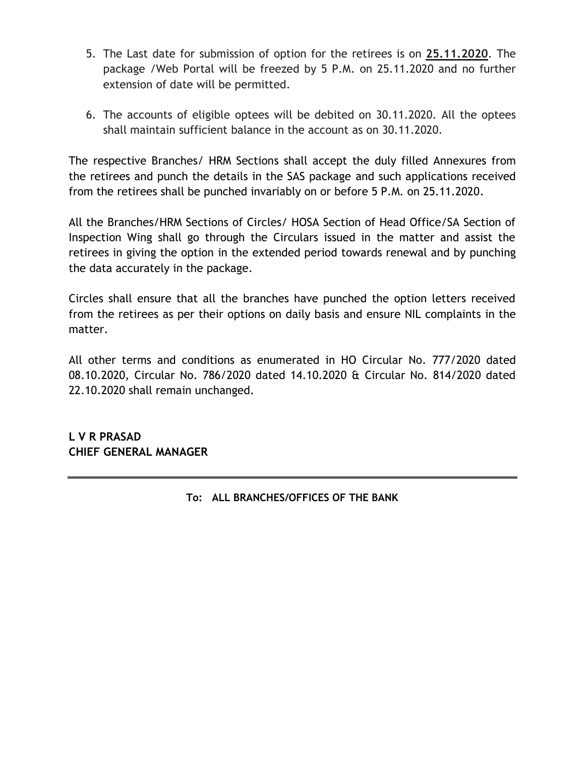5. The Last date for submission of option for the retirees is on **25.11.2020**. The package /Web Portal will be freezed by 5 P.M. on 25.11.2020 and no further extension of date will be permitted.

6. The accounts of eligible optees will be debited on 30.11.2020. All the optees shall maintain sufficient balance in the account as on 30.11.2020.

The respective Branches/ HRM Sections shall accept the duly filled Annexures from the retirees and punch the details in the SAS package and such applications received from the retirees shall be punched invariably on or before 5 P.M. on 25.11.2020.

All the Branches/HRM Sections of Circles/ HOSA Section of Head Office/SA Section of Inspection Wing shall go through the Circulars issued in the matter and assist the retirees in giving the option in the extended period towards renewal and by punching the data accurately in the package.

Circles shall ensure that all the branches have punched the option letters received from the retirees as per their options on daily basis and ensure NIL complaints in the matter.

All other terms and conditions as enumerated in HO Circular No. 777/2020 dated 08.10.2020, Circular No. 786/2020 dated 14.10.2020 & Circular No. 814/2020 dated 22.10.2020 shall remain unchanged.

**L V R PRASAD**
**CHIEF GENERAL MANAGER**

---

**To: ALL BRANCHES/OFFICES OF THE BANK**